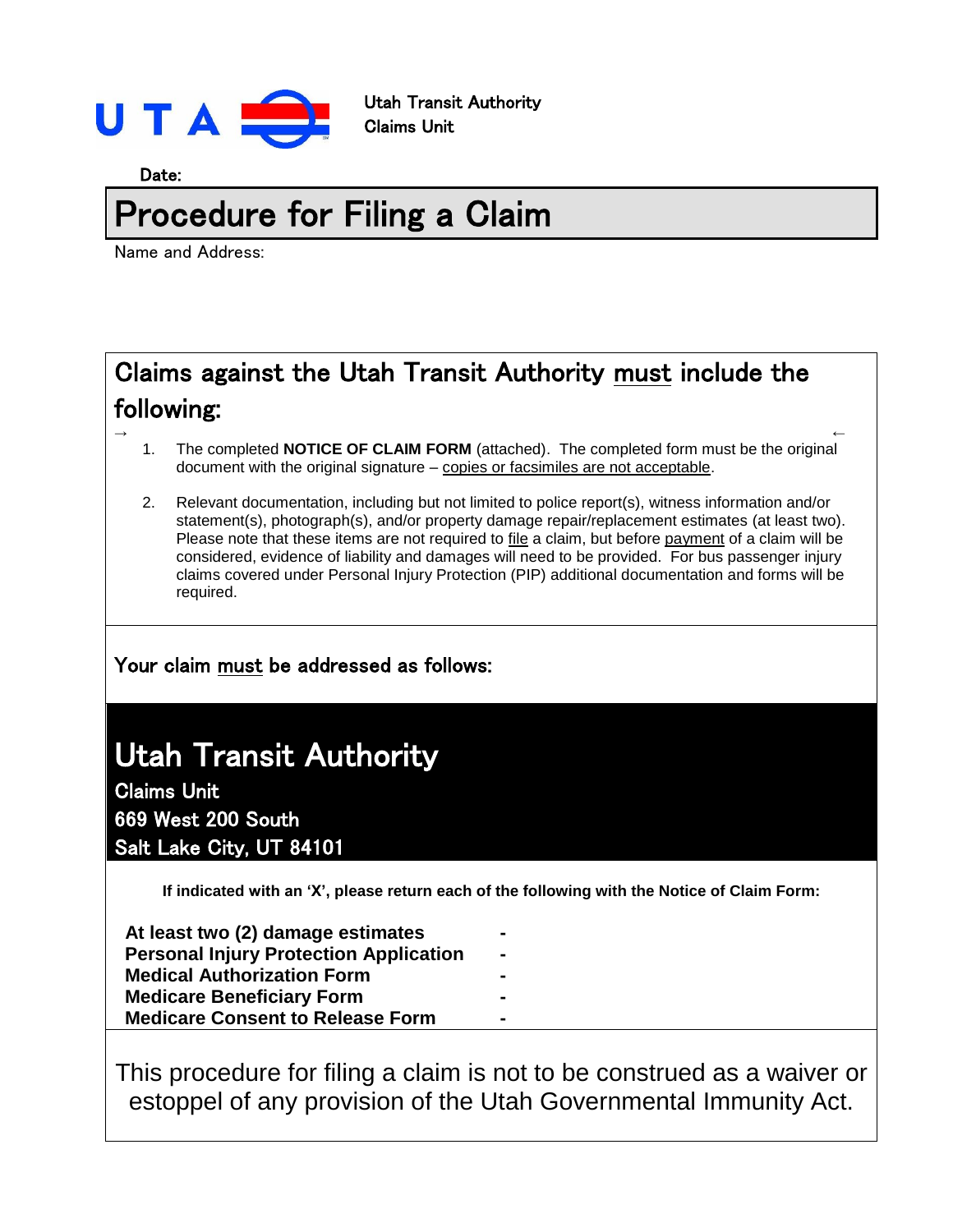UTA

Utah Transit Authority
Claims Unit

Date:

# Procedure for Filing a Claim

Name and Address:

## Claims against the Utah Transit Authority must include the following:

1. The completed **NOTICE OF CLAIM FORM** (attached). The completed form must be the original document with the original signature – copies or facsimiles are not acceptable.

2. Relevant documentation, including but not limited to police report(s), witness information and/or statement(s), photograph(s), and/or property damage repair/replacement estimates (at least two). Please note that these items are not required to file a claim, but before payment of a claim will be considered, evidence of liability and damages will need to be provided. For bus passenger injury claims covered under Personal Injury Protection (PIP) additional documentation and forms will be required.

### Your claim must be addressed as follows:

## Utah Transit Authority

**Claims Unit**
**669 West 200 South**
**Salt Lake City, UT 84101**

**If indicated with an 'X', please return each of the following with the Notice of Claim Form:**

**At least two (2) damage estimates** -
**Personal Injury Protection Application** -
**Medical Authorization Form** -
**Medicare Beneficiary Form** -
**Medicare Consent to Release Form** -

This procedure for filing a claim is not to be construed as a waiver or estoppel of any provision of the Utah Governmental Immunity Act.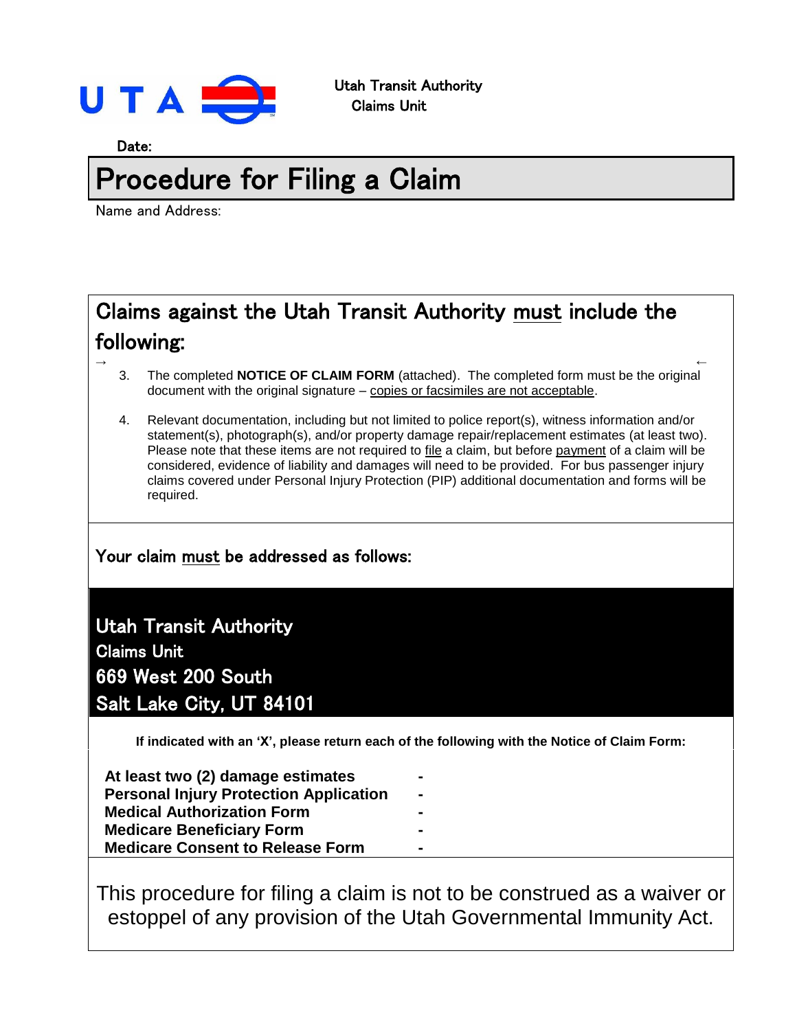UTA

Utah Transit Authority
Claims Unit

Date:

# Procedure for Filing a Claim

Name and Address:

## Claims against the Utah Transit Authority must include the following:

→ ←

3. The completed **NOTICE OF CLAIM FORM** (attached). The completed form must be the original document with the original signature – copies or facsimiles are not acceptable.

4. Relevant documentation, including but not limited to police report(s), witness information and/or statement(s), photograph(s), and/or property damage repair/replacement estimates (at least two). Please note that these items are not required to file a claim, but before payment of a claim will be considered, evidence of liability and damages will need to be provided. For bus passenger injury claims covered under Personal Injury Protection (PIP) additional documentation and forms will be required.

### Your claim must be addressed as follows:

**Utah Transit Authority**
**Claims Unit**
**669 West 200 South**
**Salt Lake City, UT 84101**

**If indicated with an 'X', please return each of the following with the Notice of Claim Form:**

**At least two (2) damage estimates** -
**Personal Injury Protection Application** -
**Medical Authorization Form** -
**Medicare Beneficiary Form** -
**Medicare Consent to Release Form** -

This procedure for filing a claim is not to be construed as a waiver or estoppel of any provision of the Utah Governmental Immunity Act.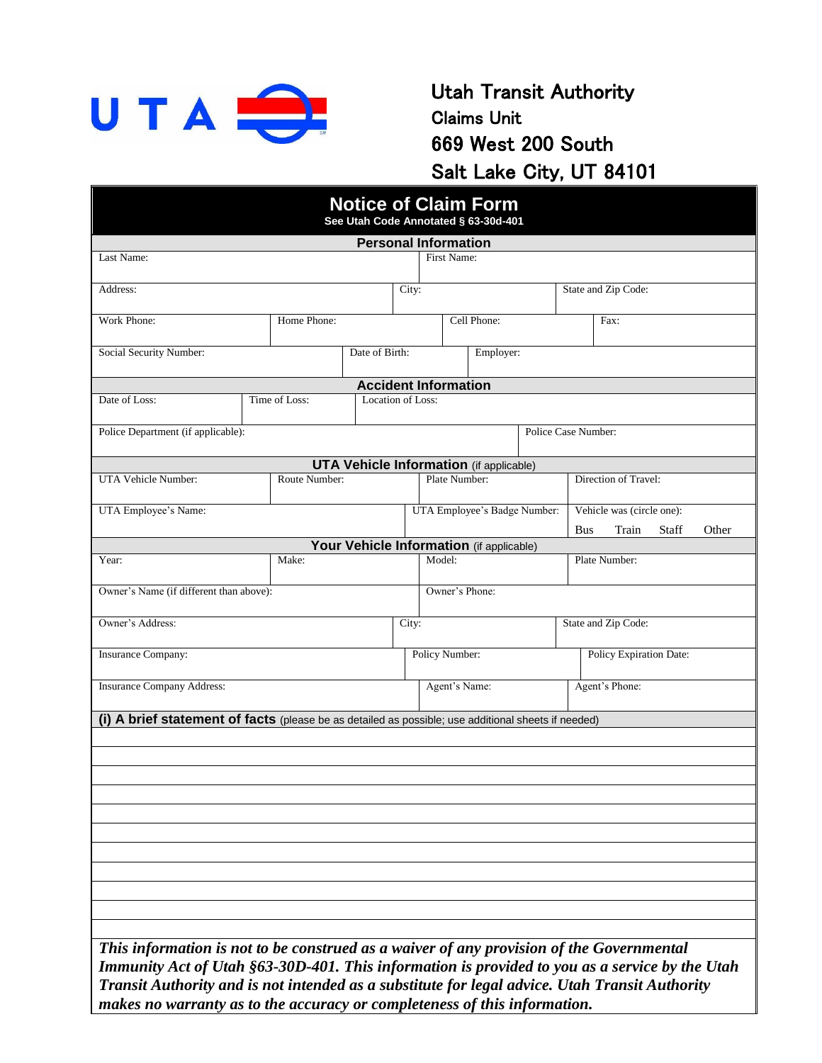UTA

**Utah Transit Authority**
**Claims Unit**
**669 West 200 South**
**Salt Lake City, UT 84101**

# Notice of Claim Form

**See Utah Code Annotated § 63-30d-401**

## Personal Information

| Last Name: | | First Name: | |
|---|---|---|---|
| Address: | City: | State and Zip Code: | |
| Work Phone: | Home Phone: | Cell Phone: | Fax: |
| Social Security Number: | Date of Birth: | Employer: | |

## Accident Information

| Date of Loss: | Time of Loss: | Location of Loss: |
|---|---|---|
| Police Department (if applicable): | | Police Case Number: |

## UTA Vehicle Information (if applicable)

| UTA Vehicle Number: | Route Number: | Plate Number: | Direction of Travel: |
|---|---|---|---|
| UTA Employee's Name: | | UTA Employee's Badge Number: | Vehicle was (circle one): Bus Train Staff Other |

## Your Vehicle Information (if applicable)

| Year: | Make: | Model: | Plate Number: |
|---|---|---|---|
| Owner's Name (if different than above): | | Owner's Phone: | |
| Owner's Address: | City: | State and Zip Code: | |
| Insurance Company: | Policy Number: | Policy Expiration Date: | |
| Insurance Company Address: | Agent's Name: | Agent's Phone: | |

**(i) A brief statement of facts** (please be as detailed as possible; use additional sheets if needed)

***This information is not to be construed as a waiver of any provision of the Governmental Immunity Act of Utah §63-30D-401. This information is provided to you as a service by the Utah Transit Authority and is not intended as a substitute for legal advice. Utah Transit Authority makes no warranty as to the accuracy or completeness of this information.***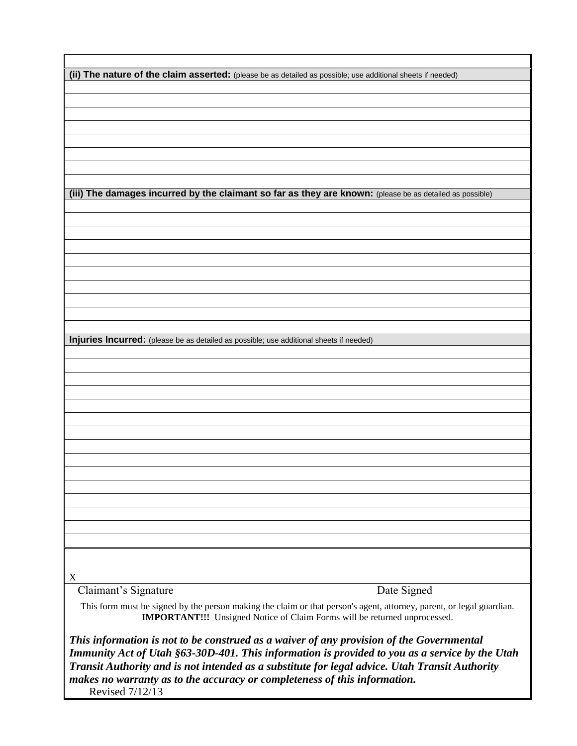**(ii) The nature of the claim asserted:** (please be as detailed as possible; use additional sheets if needed)

**(iii) The damages incurred by the claimant so far as they are known:** (please be as detailed as possible)

**Injuries Incurred:** (please be as detailed as possible; use additional sheets if needed)

X

Claimant's Signature    Date Signed

This form must be signed by the person making the claim or that person's agent, attorney, parent, or legal guardian. **IMPORTANT!!!** Unsigned Notice of Claim Forms will be returned unprocessed.

***This information is not to be construed as a waiver of any provision of the Governmental Immunity Act of Utah §63-30D-401. This information is provided to you as a service by the Utah Transit Authority and is not intended as a substitute for legal advice. Utah Transit Authority makes no warranty as to the accuracy or completeness of this information.***

Revised 7/12/13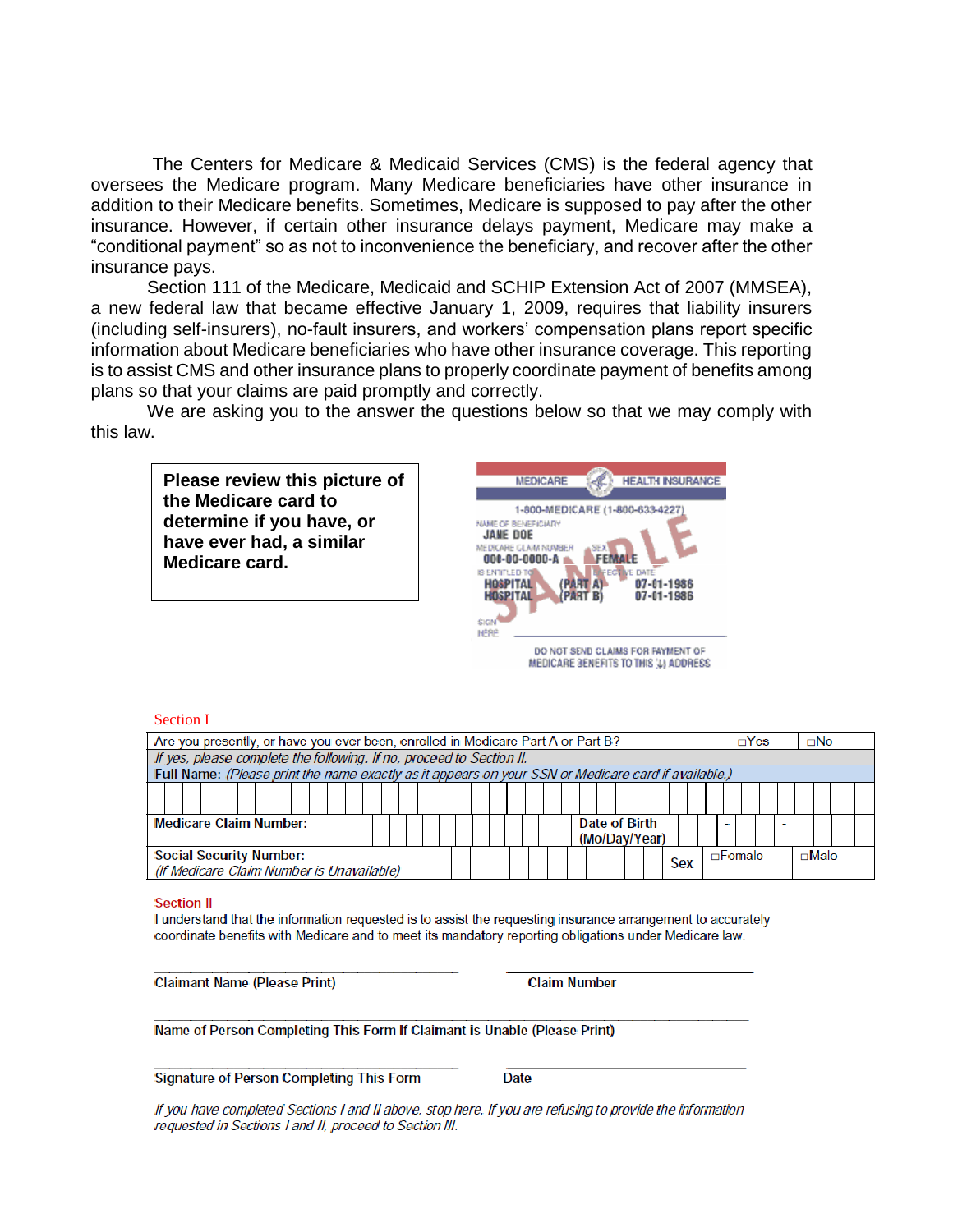The Centers for Medicare & Medicaid Services (CMS) is the federal agency that oversees the Medicare program. Many Medicare beneficiaries have other insurance in addition to their Medicare benefits. Sometimes, Medicare is supposed to pay after the other insurance. However, if certain other insurance delays payment, Medicare may make a "conditional payment" so as not to inconvenience the beneficiary, and recover after the other insurance pays.

Section 111 of the Medicare, Medicaid and SCHIP Extension Act of 2007 (MMSEA), a new federal law that became effective January 1, 2009, requires that liability insurers (including self-insurers), no-fault insurers, and workers' compensation plans report specific information about Medicare beneficiaries who have other insurance coverage. This reporting is to assist CMS and other insurance plans to properly coordinate payment of benefits among plans so that your claims are paid promptly and correctly.

We are asking you to the answer the questions below so that we may comply with this law.

**Please review this picture of the Medicare card to determine if you have, or have ever had, a similar Medicare card.**

MEDICARE HEALTH INSURANCE
1-800-MEDICARE (1-800-633-4227)
NAME OF BENEFICIARY
JANE DOE
MEDICARE CLAIM NUMBER SEX
000-00-0000-A FEMALE
IS ENTITLED TO EFFECTIVE DATE
HOSPITAL (PART A) 07-01-1986
HOSPITAL (PART B) 07-01-1986
SIGN HERE
SAMPLE
DO NOT SEND CLAIMS FOR PAYMENT OF MEDICARE BENEFITS TO THIS ADDRESS

Section I

| Are you presently, or have you ever been, enrolled in Medicare Part A or Part B? | | | □Yes | □No |
|---|---|---|---|---|
| *If yes, please complete the following. If no, proceed to Section II.* | | | | |
| **Full Name:** *(Please print the name exactly as it appears on your SSN or Medicare card if available.)* | | | | |
| | | | | |
| **Medicare Claim Number:** | | Date of Birth (Mo/Day/Year) | - - | |
| **Social Security Number:** *(If Medicare Claim Number is Unavailable)* | - - | Sex | □Female | □Male |

Section II

I understand that the information requested is to assist the requesting insurance arrangement to accurately coordinate benefits with Medicare and to meet its mandatory reporting obligations under Medicare law.

Claimant Name (Please Print) Claim Number

Name of Person Completing This Form If Claimant is Unable (Please Print)

Signature of Person Completing This Form Date

*If you have completed Sections I and II above, stop here. If you are refusing to provide the information requested in Sections I and II, proceed to Section III.*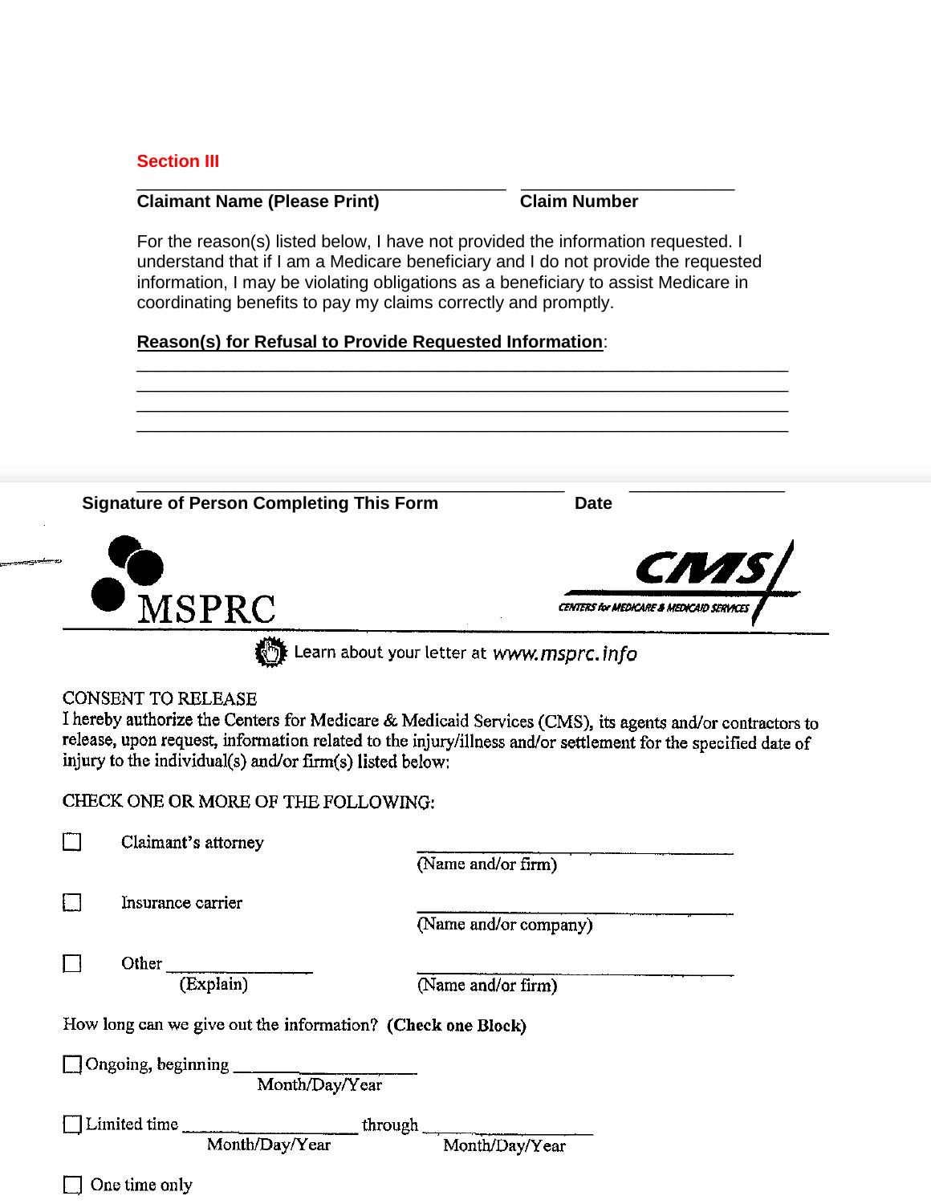**Section III**

\_\_\_\_\_\_\_\_\_\_\_\_\_\_\_\_\_\_\_\_\_\_\_\_\_\_\_\_\_\_\_\_\_\_\_\_\_\_ \_\_\_\_\_\_\_\_\_\_\_\_\_\_\_\_\_\_\_\_\_\_

**Claimant Name (Please Print)** **Claim Number**

For the reason(s) listed below, I have not provided the information requested. I understand that if I am a Medicare beneficiary and I do not provide the requested information, I may be violating obligations as a beneficiary to assist Medicare in coordinating benefits to pay my claims correctly and promptly.

**Reason(s) for Refusal to Provide Requested Information**:

\_\_\_\_\_\_\_\_\_\_\_\_\_\_\_\_\_\_\_\_\_\_\_\_\_\_\_\_\_\_\_\_\_\_\_\_\_\_\_\_\_\_\_\_\_\_\_\_\_\_\_\_\_\_\_\_\_\_\_\_\_\_\_\_
\_\_\_\_\_\_\_\_\_\_\_\_\_\_\_\_\_\_\_\_\_\_\_\_\_\_\_\_\_\_\_\_\_\_\_\_\_\_\_\_\_\_\_\_\_\_\_\_\_\_\_\_\_\_\_\_\_\_\_\_\_\_\_\_
\_\_\_\_\_\_\_\_\_\_\_\_\_\_\_\_\_\_\_\_\_\_\_\_\_\_\_\_\_\_\_\_\_\_\_\_\_\_\_\_\_\_\_\_\_\_\_\_\_\_\_\_\_\_\_\_\_\_\_\_\_\_\_\_
\_\_\_\_\_\_\_\_\_\_\_\_\_\_\_\_\_\_\_\_\_\_\_\_\_\_\_\_\_\_\_\_\_\_\_\_\_\_\_\_\_\_\_\_\_\_\_\_\_\_\_\_\_\_\_\_\_\_\_\_\_\_\_\_

\_\_\_\_\_\_\_\_\_\_\_\_\_\_\_\_\_\_\_\_\_\_\_\_\_\_\_\_\_\_\_\_\_\_\_\_\_\_\_\_\_\_\_\_ \_\_\_\_\_\_\_\_\_\_\_\_\_\_\_\_

**Signature of Person Completing This Form** **Date**

MSPRC

CMS
CENTERS for MEDICARE & MEDICAID SERVICES

Learn about your letter at *www.msprc.info*

CONSENT TO RELEASE

I hereby authorize the Centers for Medicare & Medicaid Services (CMS), its agents and/or contractors to release, upon request, information related to the injury/illness and/or settlement for the specified date of injury to the individual(s) and/or firm(s) listed below:

CHECK ONE OR MORE OF THE FOLLOWING:

☐ Claimant's attorney \_\_\_\_\_\_\_\_\_\_\_\_\_\_\_\_\_\_\_\_\_\_\_\_\_\_\_\_\_\_
(Name and/or firm)

☐ Insurance carrier \_\_\_\_\_\_\_\_\_\_\_\_\_\_\_\_\_\_\_\_\_\_\_\_\_\_\_\_\_\_
(Name and/or company)

☐ Other \_\_\_\_\_\_\_\_\_\_\_\_\_\_\_\_ \_\_\_\_\_\_\_\_\_\_\_\_\_\_\_\_\_\_\_\_\_\_\_\_\_\_\_\_\_\_
(Explain) (Name and/or firm)

How long can we give out the information? **(Check one Block)**

☐ Ongoing, beginning \_\_\_\_\_\_\_\_\_\_\_\_\_\_\_\_\_\_
Month/Day/Year

☐ Limited time \_\_\_\_\_\_\_\_\_\_\_\_\_\_\_\_\_ through \_\_\_\_\_\_\_\_\_\_\_\_\_\_\_\_\_
Month/Day/Year Month/Day/Year

☐ One time only